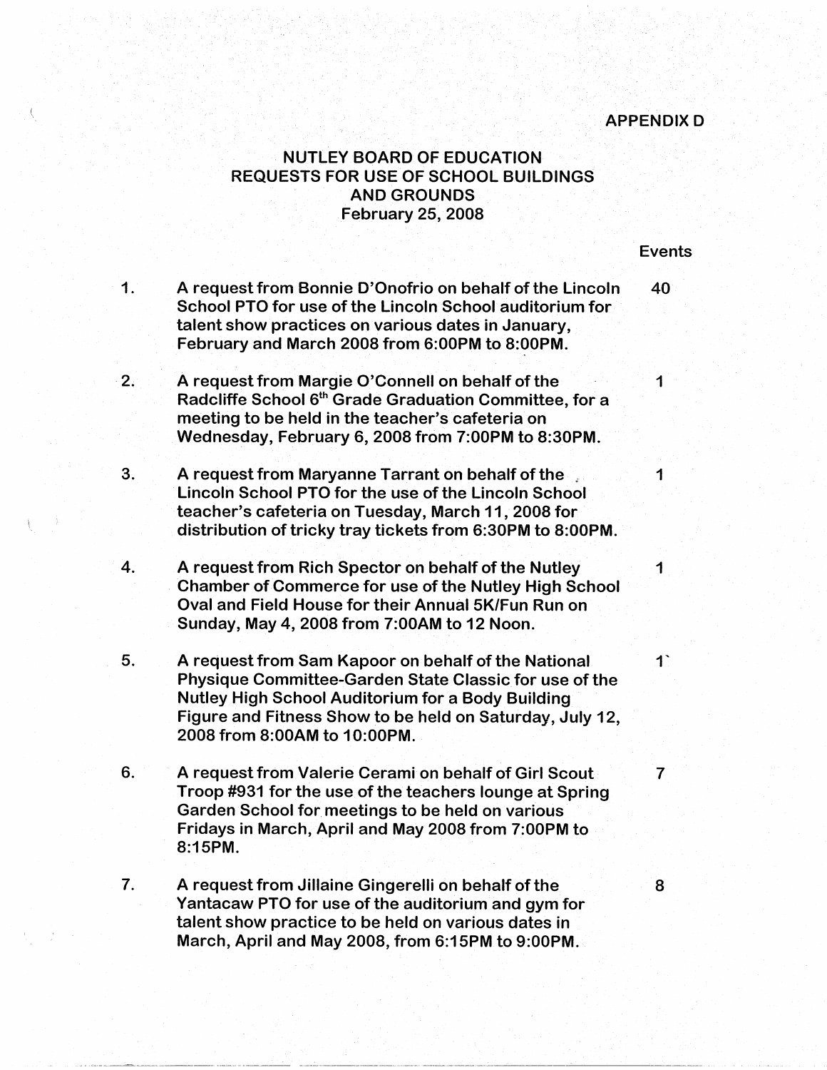APPENDIX D

# NUTLEY BOARD OF EDUCATION
# REQUESTS FOR USE OF SCHOOL BUILDINGS AND GROUNDS
## February 25, 2008

| # | Request | Events |
|---|---|---|
| 1. | A request from Bonnie D'Onofrio on behalf of the Lincoln School PTO for use of the Lincoln School auditorium for talent show practices on various dates in January, February and March 2008 from 6:00PM to 8:00PM. | 40 |
| 2. | A request from Margie O'Connell on behalf of the Radcliffe School 6th Grade Graduation Committee, for a meeting to be held in the teacher's cafeteria on Wednesday, February 6, 2008 from 7:00PM to 8:30PM. | 1 |
| 3. | A request from Maryanne Tarrant on behalf of the Lincoln School PTO for the use of the Lincoln School teacher's cafeteria on Tuesday, March 11, 2008 for distribution of tricky tray tickets from 6:30PM to 8:00PM. | 1 |
| 4. | A request from Rich Spector on behalf of the Nutley Chamber of Commerce for use of the Nutley High School Oval and Field House for their Annual 5K/Fun Run on Sunday, May 4, 2008 from 7:00AM to 12 Noon. | 1 |
| 5. | A request from Sam Kapoor on behalf of the National Physique Committee-Garden State Classic for use of the Nutley High School Auditorium for a Body Building Figure and Fitness Show to be held on Saturday, July 12, 2008 from 8:00AM to 10:00PM. | 1 |
| 6. | A request from Valerie Cerami on behalf of Girl Scout Troop #931 for the use of the teachers lounge at Spring Garden School for meetings to be held on various Fridays in March, April and May 2008 from 7:00PM to 8:15PM. | 7 |
| 7. | A request from Jillaine Gingerelli on behalf of the Yantacaw PTO for use of the auditorium and gym for talent show practice to be held on various dates in March, April and May 2008, from 6:15PM to 9:00PM. | 8 |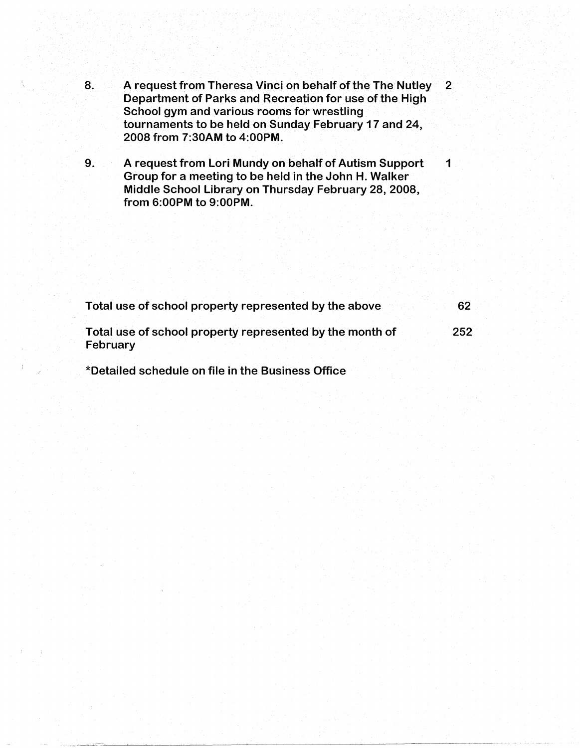8. A request from Theresa Vinci on behalf of the The Nutley Department of Parks and Recreation for use of the High School gym and various rooms for wrestling tournaments to be held on Sunday February 17 and 24, 2008 from 7:30AM to 4:00PM. 2

9. A request from Lori Mundy on behalf of Autism Support Group for a meeting to be held in the John H. Walker Middle School Library on Thursday February 28, 2008, from 6:00PM to 9:00PM. 1

| | |
|---|---|
| Total use of school property represented by the above | 62 |
| Total use of school property represented by the month of February | 252 |

*Detailed schedule on file in the Business Office